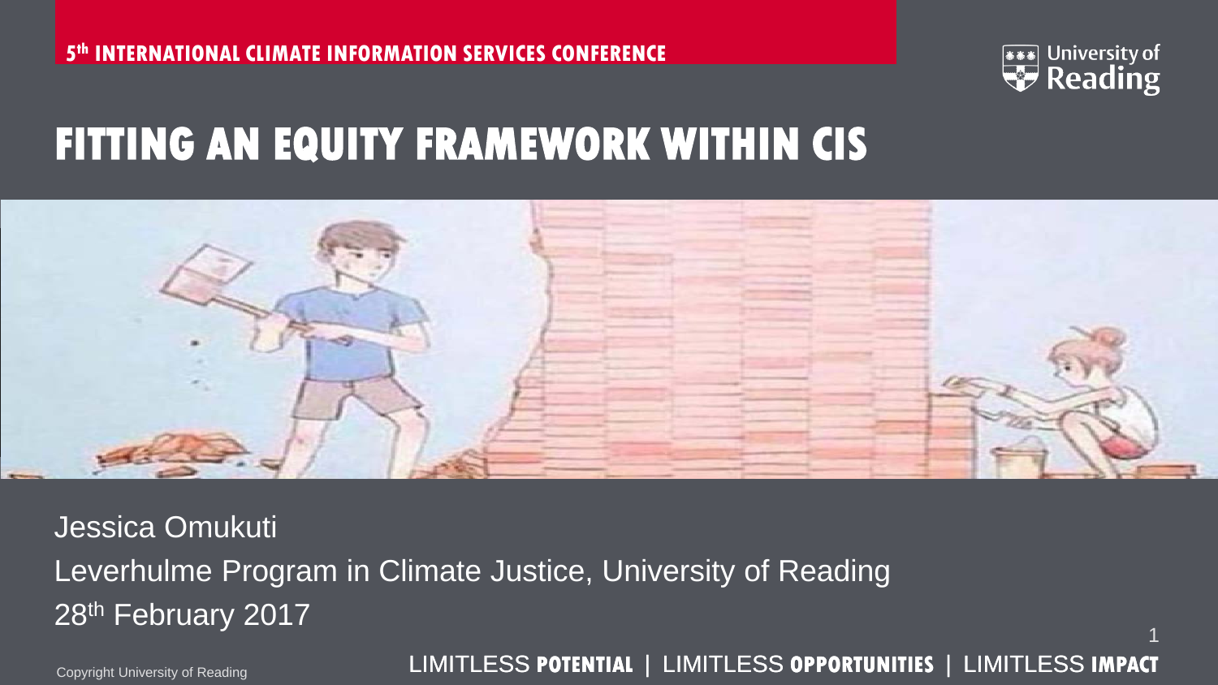5th INTERNATIONAL CLIMATE INFORMATION SERVICES CONFERENCE

University of Reading

# FITTING AN EQUITY FRAMEWORK WITHIN CIS

Jessica Omukuti

Leverhulme Program in Climate Justice, University of Reading

28th February 2017

Copyright University of Reading

LIMITLESS **POTENTIAL** | LIMITLESS **OPPORTUNITIES** | LIMITLESS **IMPACT**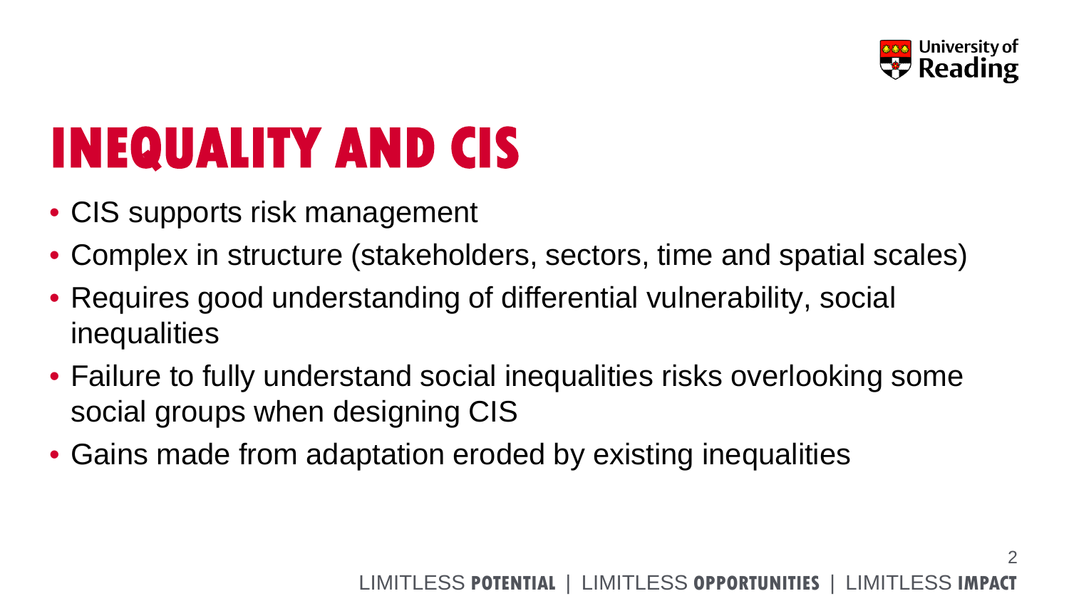# INEQUALITY AND CIS

- CIS supports risk management
- Complex in structure (stakeholders, sectors, time and spatial scales)
- Requires good understanding of differential vulnerability, social inequalities
- Failure to fully understand social inequalities risks overlooking some social groups when designing CIS
- Gains made from adaptation eroded by existing inequalities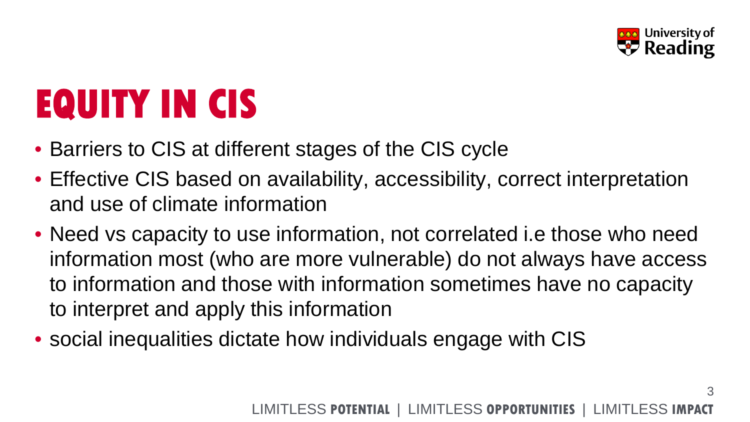# EQUITY IN CIS

- Barriers to CIS at different stages of the CIS cycle
- Effective CIS based on availability, accessibility, correct interpretation and use of climate information
- Need vs capacity to use information, not correlated i.e those who need information most (who are more vulnerable) do not always have access to information and those with information sometimes have no capacity to interpret and apply this information
- social inequalities dictate how individuals engage with CIS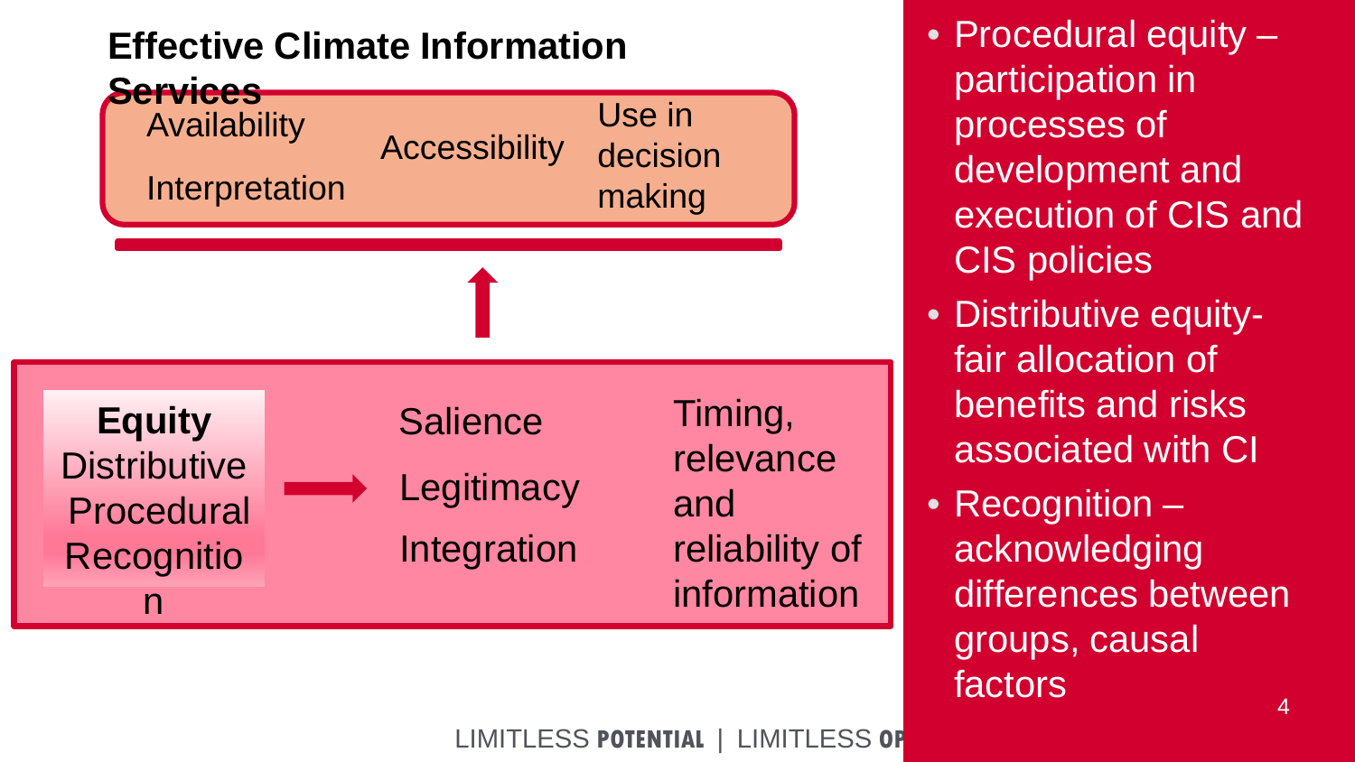## Effective Climate Information Services

Availability

Interpretation

Accessibility

Use in decision making

**Equity**

Distributive

Procedural

Recognition

Salience

Legitimacy

Integration

Timing, relevance and reliability of information

- Procedural equity – participation in processes of development and execution of CIS and CIS policies
- Distributive equity- fair allocation of benefits and risks associated with CI
- Recognition – acknowledging differences between groups, causal factors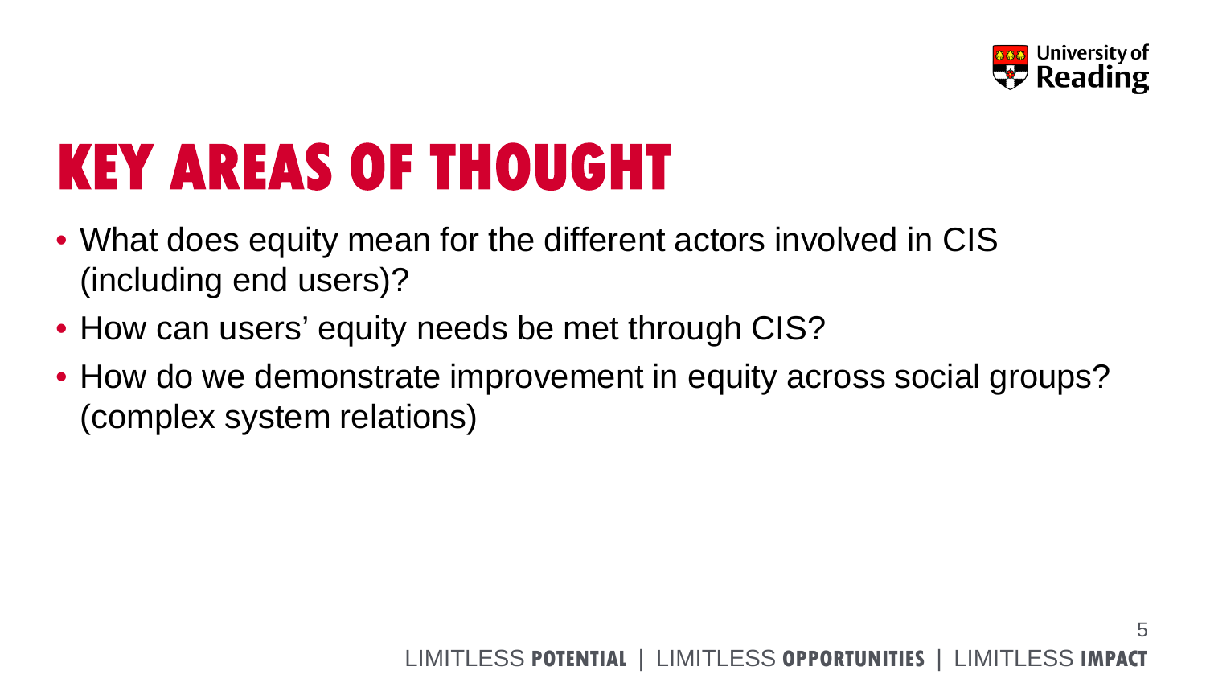# KEY AREAS OF THOUGHT

- What does equity mean for the different actors involved in CIS (including end users)?
- How can users' equity needs be met through CIS?
- How do we demonstrate improvement in equity across social groups? (complex system relations)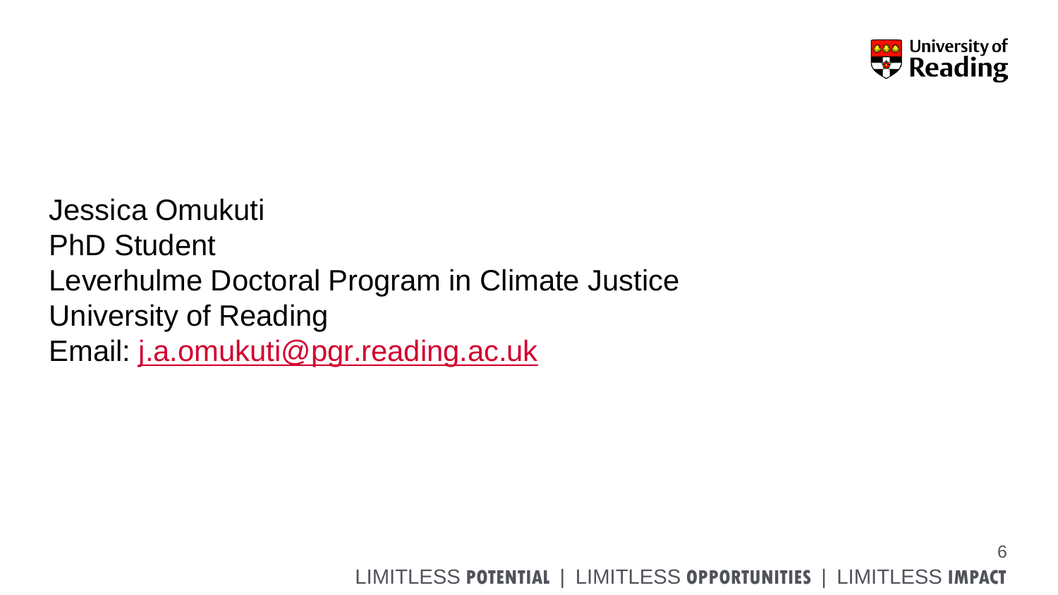Jessica Omukuti
PhD Student
Leverhulme Doctoral Program in Climate Justice
University of Reading
Email: [j.a.omukuti@pgr.reading.ac.uk](mailto:j.a.omukuti@pgr.reading.ac.uk)